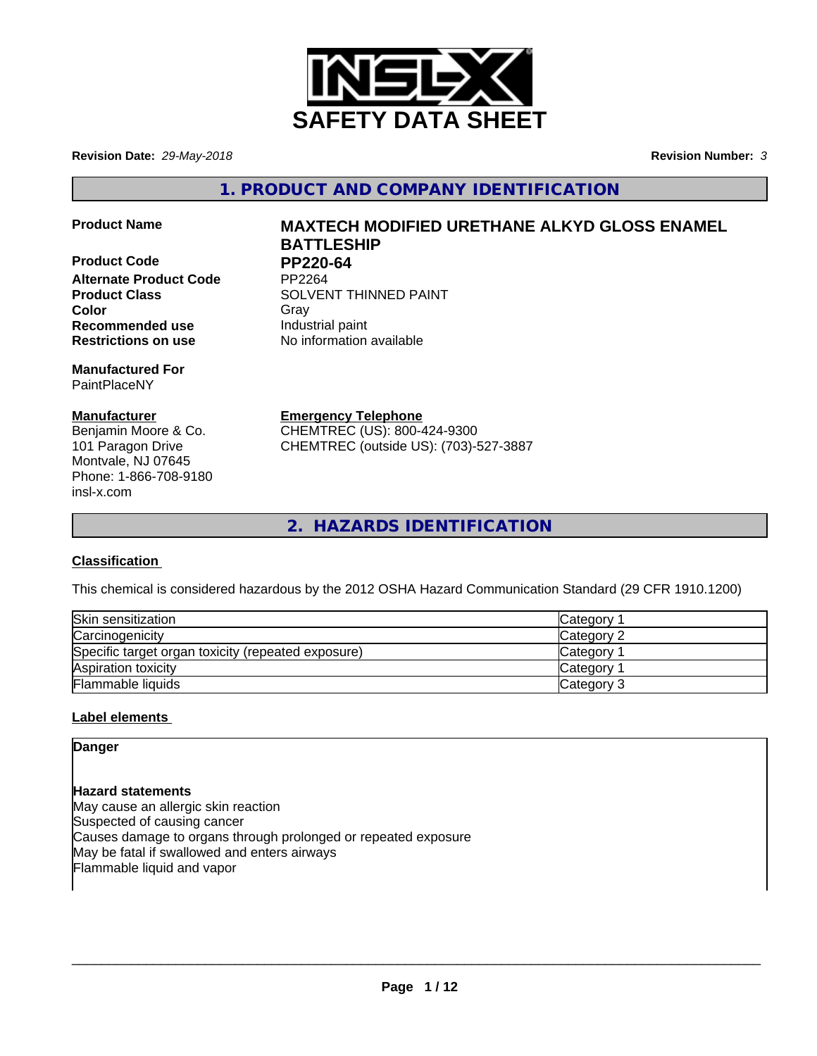# SAFETY DATA SHEET

**Revision Date:** *29-May-2018*

**Revision Number:** *3*

## 1. PRODUCT AND COMPANY IDENTIFICATION

| | |
|---|---|
| **Product Name** | **MAXTECH MODIFIED URETHANE ALKYD GLOSS ENAMEL BATTLESHIP** |
| **Product Code** | **PP220-64** |
| **Alternate Product Code** | PP2264 |
| **Product Class** | SOLVENT THINNED PAINT |
| **Color** | Gray |
| **Recommended use** | Industrial paint |
| **Restrictions on use** | No information available |

**Manufactured For**
PaintPlaceNY

**Manufacturer**
Benjamin Moore & Co.
101 Paragon Drive
Montvale, NJ 07645
Phone: 1-866-708-9180
insl-x.com

**Emergency Telephone**
CHEMTREC (US): 800-424-9300
CHEMTREC (outside US): (703)-527-3887

## 2. HAZARDS IDENTIFICATION

**Classification**

This chemical is considered hazardous by the 2012 OSHA Hazard Communication Standard (29 CFR 1910.1200)

| | |
|---|---|
| Skin sensitization | Category 1 |
| Carcinogenicity | Category 2 |
| Specific target organ toxicity (repeated exposure) | Category 1 |
| Aspiration toxicity | Category 1 |
| Flammable liquids | Category 3 |

**Label elements**

**Danger**

**Hazard statements**
May cause an allergic skin reaction
Suspected of causing cancer
Causes damage to organs through prolonged or repeated exposure
May be fatal if swallowed and enters airways
Flammable liquid and vapor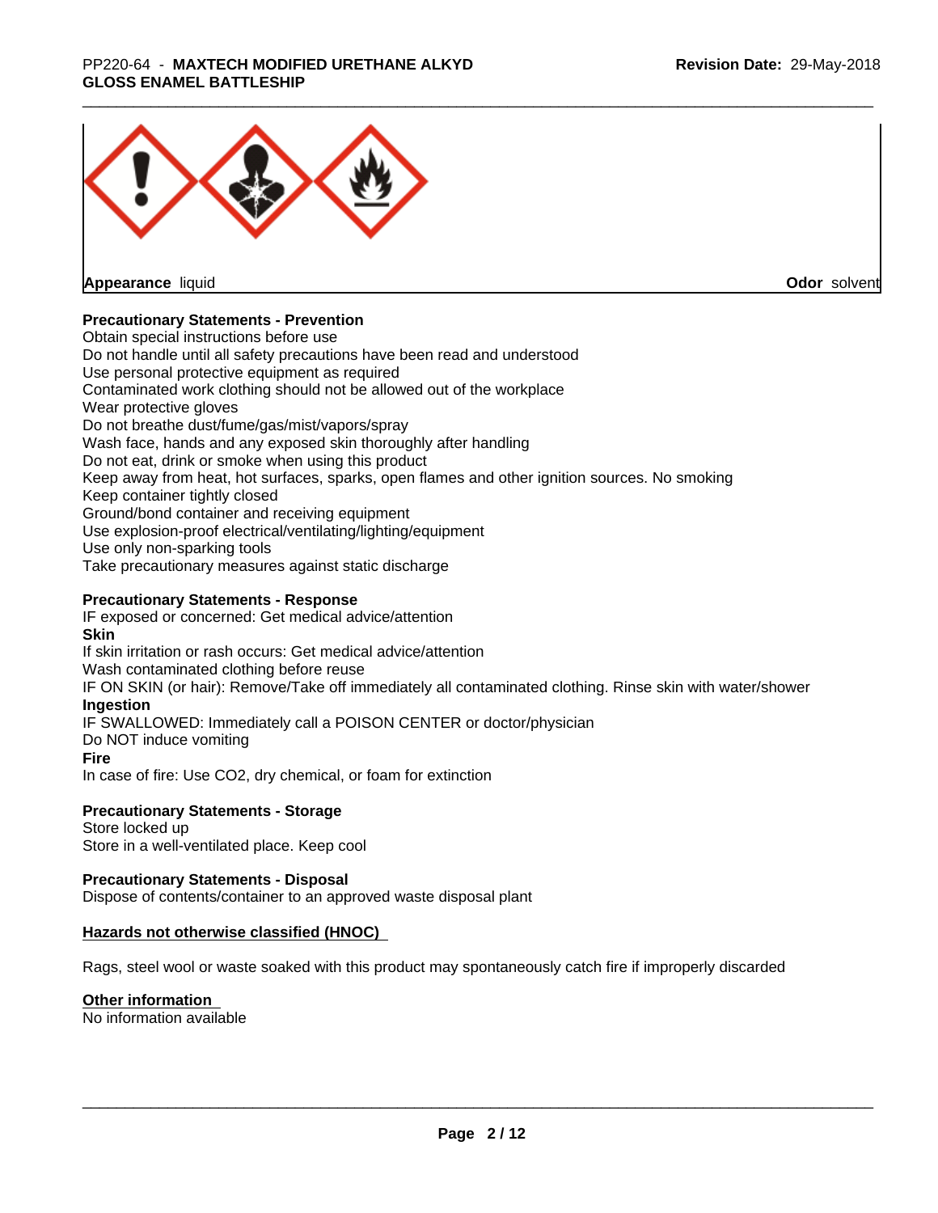**Appearance** liquid **Odor** solvent

**Precautionary Statements - Prevention**

Obtain special instructions before use
Do not handle until all safety precautions have been read and understood
Use personal protective equipment as required
Contaminated work clothing should not be allowed out of the workplace
Wear protective gloves
Do not breathe dust/fume/gas/mist/vapors/spray
Wash face, hands and any exposed skin thoroughly after handling
Do not eat, drink or smoke when using this product
Keep away from heat, hot surfaces, sparks, open flames and other ignition sources. No smoking
Keep container tightly closed
Ground/bond container and receiving equipment
Use explosion-proof electrical/ventilating/lighting/equipment
Use only non-sparking tools
Take precautionary measures against static discharge

**Precautionary Statements - Response**

IF exposed or concerned: Get medical advice/attention

**Skin**

If skin irritation or rash occurs: Get medical advice/attention
Wash contaminated clothing before reuse
IF ON SKIN (or hair): Remove/Take off immediately all contaminated clothing. Rinse skin with water/shower

**Ingestion**

IF SWALLOWED: Immediately call a POISON CENTER or doctor/physician
Do NOT induce vomiting

**Fire**

In case of fire: Use CO2, dry chemical, or foam for extinction

**Precautionary Statements - Storage**

Store locked up
Store in a well-ventilated place. Keep cool

**Precautionary Statements - Disposal**

Dispose of contents/container to an approved waste disposal plant

**Hazards not otherwise classified (HNOC)**

Rags, steel wool or waste soaked with this product may spontaneously catch fire if improperly discarded

**Other information**

No information available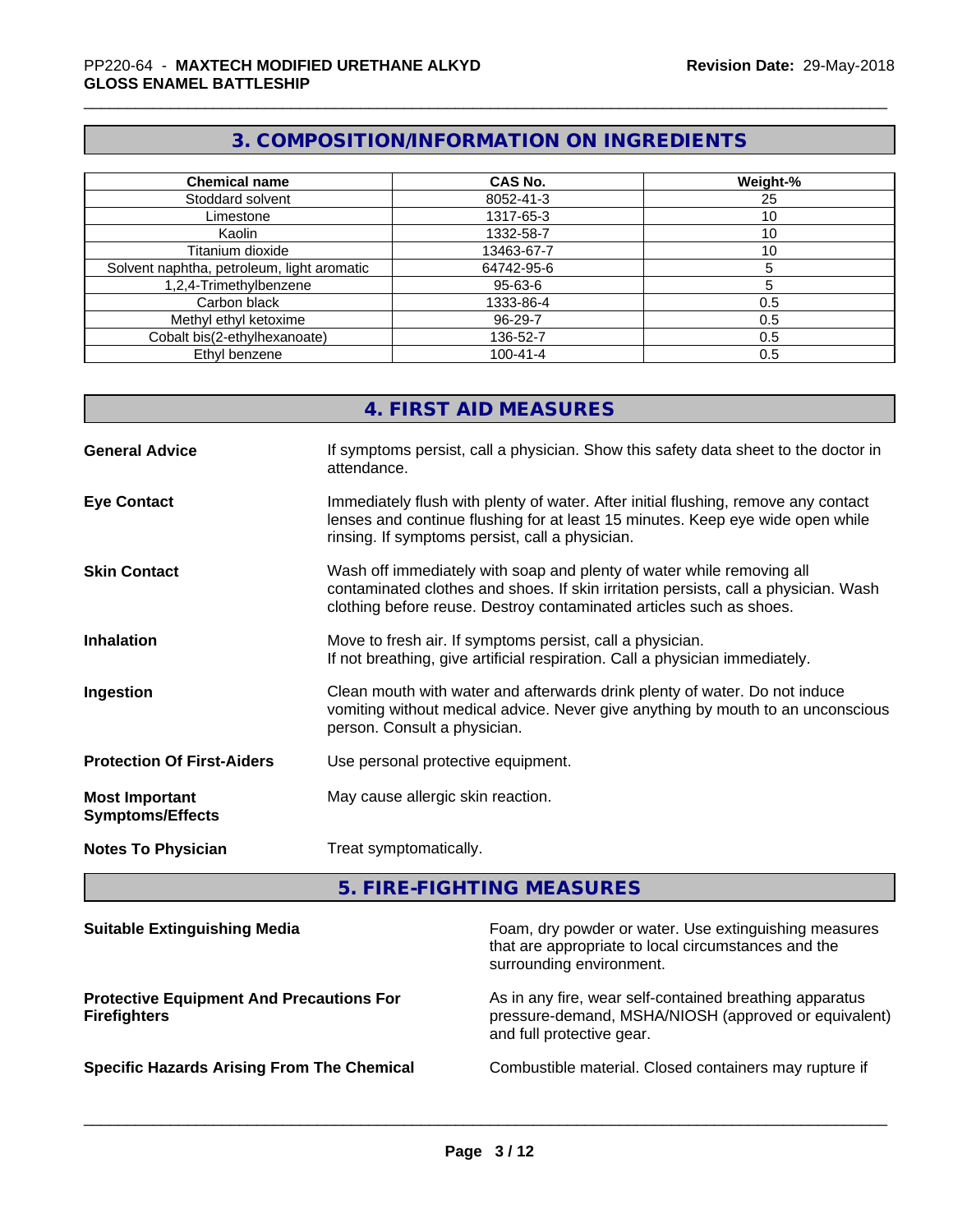## 3. COMPOSITION/INFORMATION ON INGREDIENTS

| Chemical name | CAS No. | Weight-% |
|---|---|---|
| Stoddard solvent | 8052-41-3 | 25 |
| Limestone | 1317-65-3 | 10 |
| Kaolin | 1332-58-7 | 10 |
| Titanium dioxide | 13463-67-7 | 10 |
| Solvent naphtha, petroleum, light aromatic | 64742-95-6 | 5 |
| 1,2,4-Trimethylbenzene | 95-63-6 | 5 |
| Carbon black | 1333-86-4 | 0.5 |
| Methyl ethyl ketoxime | 96-29-7 | 0.5 |
| Cobalt bis(2-ethylhexanoate) | 136-52-7 | 0.5 |
| Ethyl benzene | 100-41-4 | 0.5 |

## 4. FIRST AID MEASURES

**General Advice**
If symptoms persist, call a physician. Show this safety data sheet to the doctor in attendance.

**Eye Contact**
Immediately flush with plenty of water. After initial flushing, remove any contact lenses and continue flushing for at least 15 minutes. Keep eye wide open while rinsing. If symptoms persist, call a physician.

**Skin Contact**
Wash off immediately with soap and plenty of water while removing all contaminated clothes and shoes. If skin irritation persists, call a physician. Wash clothing before reuse. Destroy contaminated articles such as shoes.

**Inhalation**
Move to fresh air. If symptoms persist, call a physician.
If not breathing, give artificial respiration. Call a physician immediately.

**Ingestion**
Clean mouth with water and afterwards drink plenty of water. Do not induce vomiting without medical advice. Never give anything by mouth to an unconscious person. Consult a physician.

**Protection Of First-Aiders**
Use personal protective equipment.

**Most Important Symptoms/Effects**
May cause allergic skin reaction.

**Notes To Physician**
Treat symptomatically.

## 5. FIRE-FIGHTING MEASURES

**Suitable Extinguishing Media**
Foam, dry powder or water. Use extinguishing measures that are appropriate to local circumstances and the surrounding environment.

**Protective Equipment And Precautions For Firefighters**
As in any fire, wear self-contained breathing apparatus pressure-demand, MSHA/NIOSH (approved or equivalent) and full protective gear.

**Specific Hazards Arising From The Chemical**
Combustible material. Closed containers may rupture if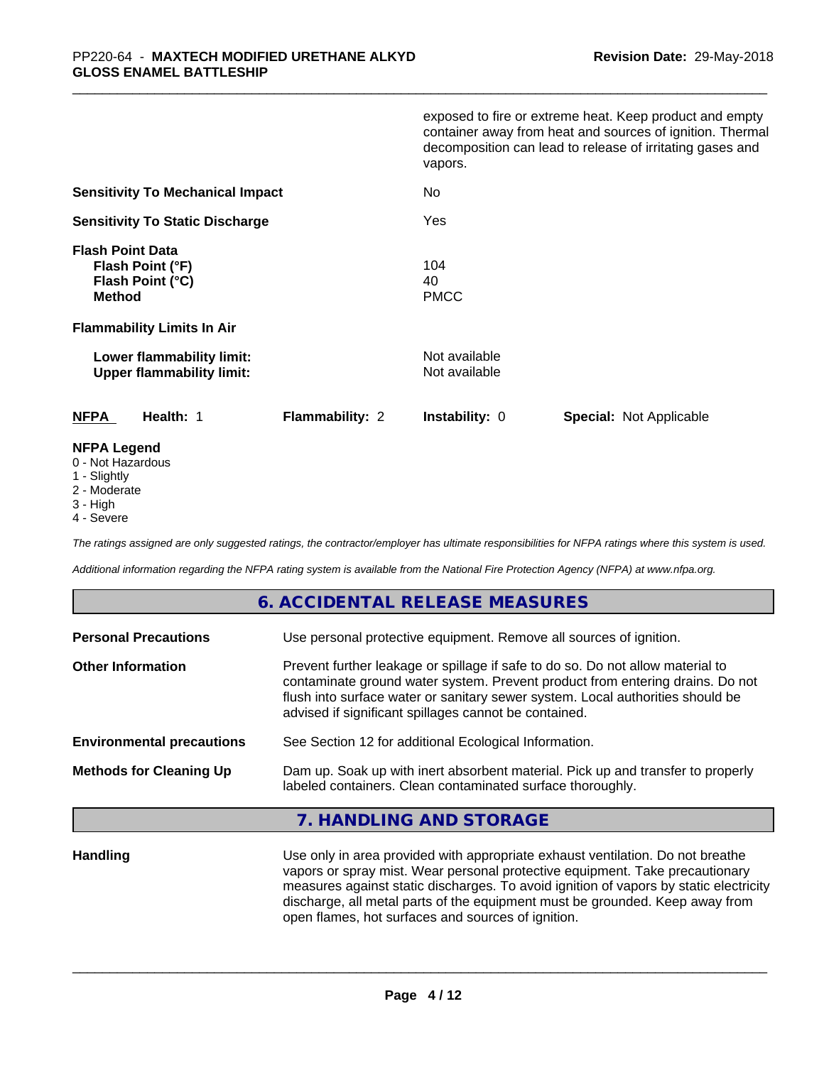exposed to fire or extreme heat. Keep product and empty container away from heat and sources of ignition. Thermal decomposition can lead to release of irritating gases and vapors.

**Sensitivity To Mechanical Impact** No

**Sensitivity To Static Discharge** Yes

**Flash Point Data**
**Flash Point (°F)** 104
**Flash Point (°C)** 40
**Method** PMCC

**Flammability Limits In Air**

**Lower flammability limit:** Not available
**Upper flammability limit:** Not available

| **NFPA** | **Health:** 1 | **Flammability:** 2 | **Instability:** 0 | **Special:** Not Applicable |
|---|---|---|---|---|

**NFPA Legend**
0 - Not Hazardous
1 - Slightly
2 - Moderate
3 - High
4 - Severe

*The ratings assigned are only suggested ratings, the contractor/employer has ultimate responsibilities for NFPA ratings where this system is used.*

*Additional information regarding the NFPA rating system is available from the National Fire Protection Agency (NFPA) at www.nfpa.org.*

## 6. ACCIDENTAL RELEASE MEASURES

**Personal Precautions** Use personal protective equipment. Remove all sources of ignition.

**Other Information** Prevent further leakage or spillage if safe to do so. Do not allow material to contaminate ground water system. Prevent product from entering drains. Do not flush into surface water or sanitary sewer system. Local authorities should be advised if significant spillages cannot be contained.

**Environmental precautions** See Section 12 for additional Ecological Information.

**Methods for Cleaning Up** Dam up. Soak up with inert absorbent material. Pick up and transfer to properly labeled containers. Clean contaminated surface thoroughly.

## 7. HANDLING AND STORAGE

**Handling** Use only in area provided with appropriate exhaust ventilation. Do not breathe vapors or spray mist. Wear personal protective equipment. Take precautionary measures against static discharges. To avoid ignition of vapors by static electricity discharge, all metal parts of the equipment must be grounded. Keep away from open flames, hot surfaces and sources of ignition.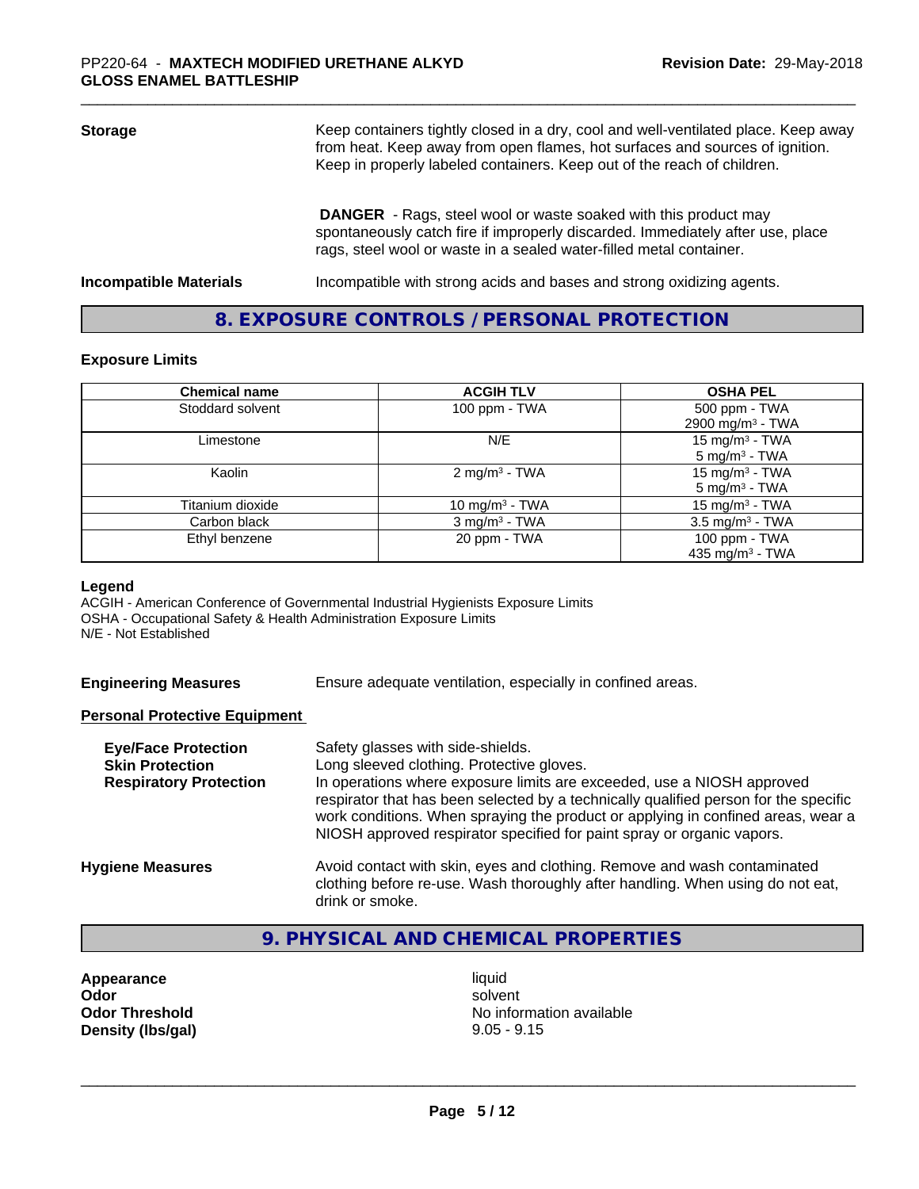**Storage**

Keep containers tightly closed in a dry, cool and well-ventilated place. Keep away from heat. Keep away from open flames, hot surfaces and sources of ignition. Keep in properly labeled containers. Keep out of the reach of children.

**DANGER** - Rags, steel wool or waste soaked with this product may spontaneously catch fire if improperly discarded. Immediately after use, place rags, steel wool or waste in a sealed water-filled metal container.

**Incompatible Materials**

Incompatible with strong acids and bases and strong oxidizing agents.

## 8. EXPOSURE CONTROLS / PERSONAL PROTECTION

### Exposure Limits

| Chemical name | ACGIH TLV | OSHA PEL |
|---|---|---|
| Stoddard solvent | 100 ppm - TWA | 500 ppm - TWA<br>2900 mg/m³ - TWA |
| Limestone | N/E | 15 mg/m³ - TWA<br>5 mg/m³ - TWA |
| Kaolin | 2 mg/m³ - TWA | 15 mg/m³ - TWA<br>5 mg/m³ - TWA |
| Titanium dioxide | 10 mg/m³ - TWA | 15 mg/m³ - TWA |
| Carbon black | 3 mg/m³ - TWA | 3.5 mg/m³ - TWA |
| Ethyl benzene | 20 ppm - TWA | 100 ppm - TWA<br>435 mg/m³ - TWA |

**Legend**

ACGIH - American Conference of Governmental Industrial Hygienists Exposure Limits
OSHA - Occupational Safety & Health Administration Exposure Limits
N/E - Not Established

**Engineering Measures**

Ensure adequate ventilation, especially in confined areas.

**Personal Protective Equipment**

**Eye/Face Protection**

Safety glasses with side-shields.

**Skin Protection**

Long sleeved clothing. Protective gloves.

**Respiratory Protection**

In operations where exposure limits are exceeded, use a NIOSH approved respirator that has been selected by a technically qualified person for the specific work conditions. When spraying the product or applying in confined areas, wear a NIOSH approved respirator specified for paint spray or organic vapors.

**Hygiene Measures**

Avoid contact with skin, eyes and clothing. Remove and wash contaminated clothing before re-use. Wash thoroughly after handling. When using do not eat, drink or smoke.

## 9. PHYSICAL AND CHEMICAL PROPERTIES

**Appearance** liquid
**Odor** solvent
**Odor Threshold** No information available
**Density (lbs/gal)** 9.05 - 9.15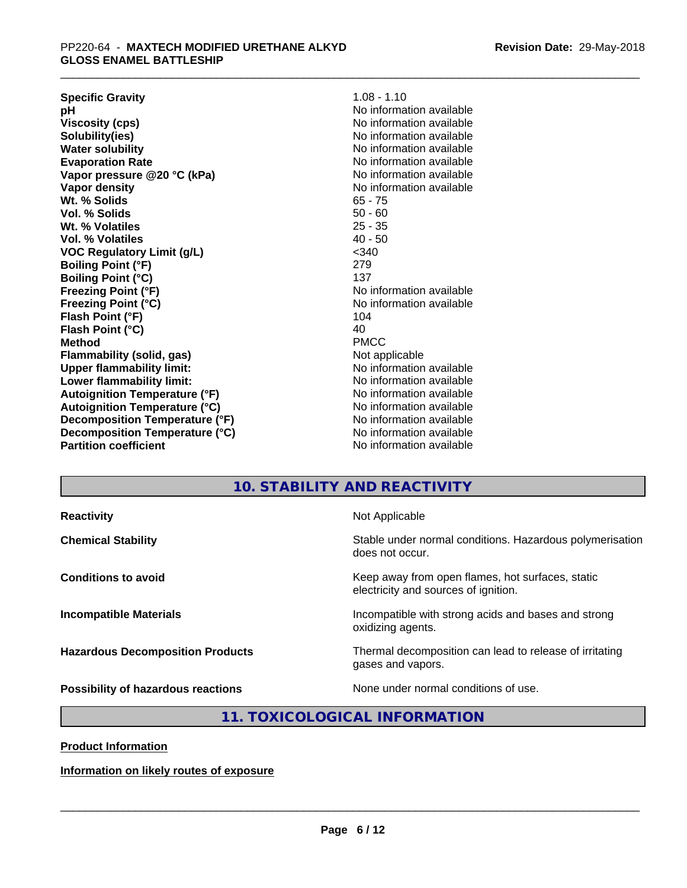| | |
|---|---|
| **Specific Gravity** | 1.08 - 1.10 |
| **pH** | No information available |
| **Viscosity (cps)** | No information available |
| **Solubility(ies)** | No information available |
| **Water solubility** | No information available |
| **Evaporation Rate** | No information available |
| **Vapor pressure @20 °C (kPa)** | No information available |
| **Vapor density** | No information available |
| **Wt. % Solids** | 65 - 75 |
| **Vol. % Solids** | 50 - 60 |
| **Wt. % Volatiles** | 25 - 35 |
| **Vol. % Volatiles** | 40 - 50 |
| **VOC Regulatory Limit (g/L)** | <340 |
| **Boiling Point (°F)** | 279 |
| **Boiling Point (°C)** | 137 |
| **Freezing Point (°F)** | No information available |
| **Freezing Point (°C)** | No information available |
| **Flash Point (°F)** | 104 |
| **Flash Point (°C)** | 40 |
| **Method** | PMCC |
| **Flammability (solid, gas)** | Not applicable |
| **Upper flammability limit:** | No information available |
| **Lower flammability limit:** | No information available |
| **Autoignition Temperature (°F)** | No information available |
| **Autoignition Temperature (°C)** | No information available |
| **Decomposition Temperature (°F)** | No information available |
| **Decomposition Temperature (°C)** | No information available |
| **Partition coefficient** | No information available |

## 10. STABILITY AND REACTIVITY

| | |
|---|---|
| **Reactivity** | Not Applicable |
| **Chemical Stability** | Stable under normal conditions. Hazardous polymerisation does not occur. |
| **Conditions to avoid** | Keep away from open flames, hot surfaces, static electricity and sources of ignition. |
| **Incompatible Materials** | Incompatible with strong acids and bases and strong oxidizing agents. |
| **Hazardous Decomposition Products** | Thermal decomposition can lead to release of irritating gases and vapors. |
| **Possibility of hazardous reactions** | None under normal conditions of use. |

## 11. TOXICOLOGICAL INFORMATION

**Product Information**

**Information on likely routes of exposure**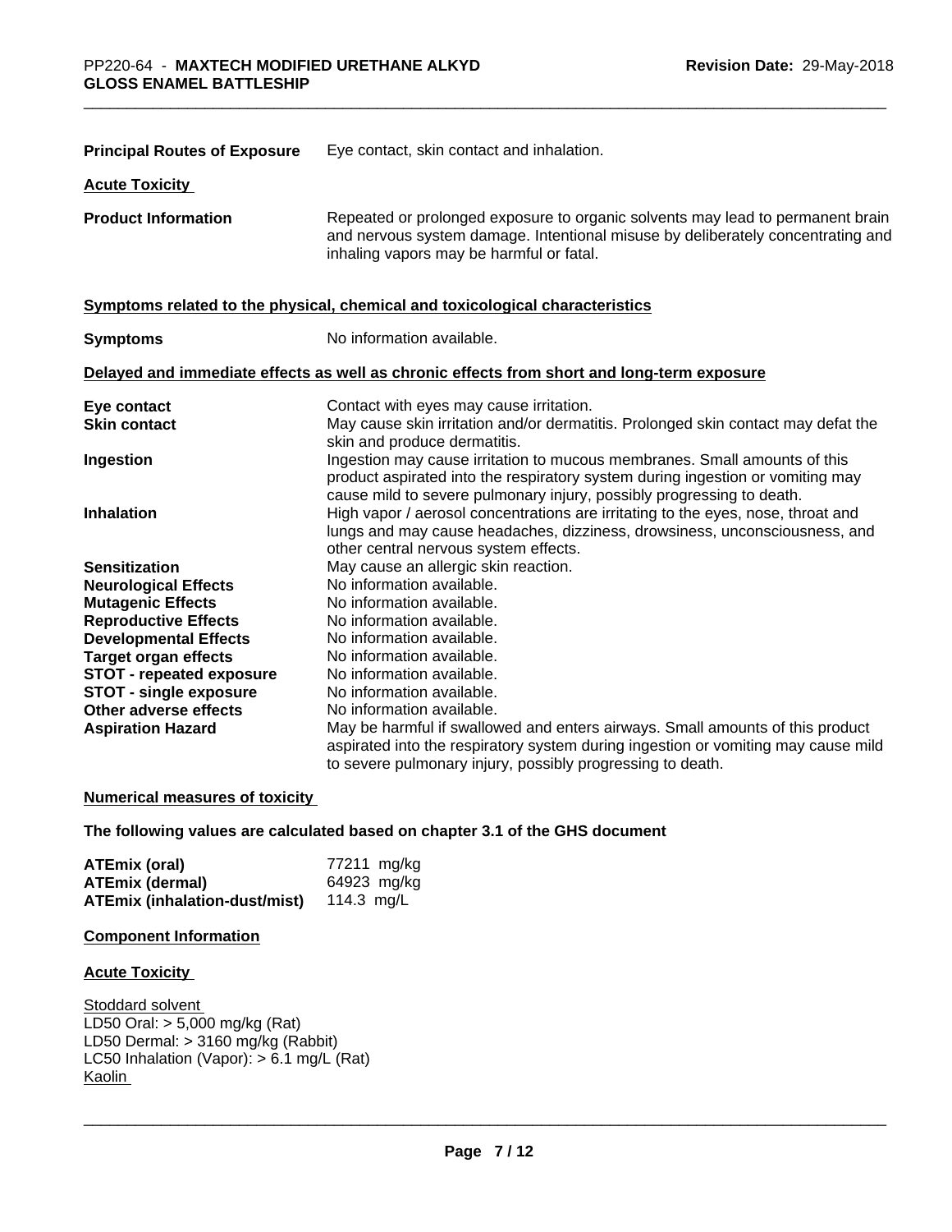**Principal Routes of Exposure** Eye contact, skin contact and inhalation.

**Acute Toxicity**

**Product Information** Repeated or prolonged exposure to organic solvents may lead to permanent brain and nervous system damage. Intentional misuse by deliberately concentrating and inhaling vapors may be harmful or fatal.

**Symptoms related to the physical, chemical and toxicological characteristics**

**Symptoms** No information available.

**Delayed and immediate effects as well as chronic effects from short and long-term exposure**

| | |
|---|---|
| **Eye contact** | Contact with eyes may cause irritation. |
| **Skin contact** | May cause skin irritation and/or dermatitis. Prolonged skin contact may defat the skin and produce dermatitis. |
| **Ingestion** | Ingestion may cause irritation to mucous membranes. Small amounts of this product aspirated into the respiratory system during ingestion or vomiting may cause mild to severe pulmonary injury, possibly progressing to death. |
| **Inhalation** | High vapor / aerosol concentrations are irritating to the eyes, nose, throat and lungs and may cause headaches, dizziness, drowsiness, unconsciousness, and other central nervous system effects. |
| **Sensitization** | May cause an allergic skin reaction. |
| **Neurological Effects** | No information available. |
| **Mutagenic Effects** | No information available. |
| **Reproductive Effects** | No information available. |
| **Developmental Effects** | No information available. |
| **Target organ effects** | No information available. |
| **STOT - repeated exposure** | No information available. |
| **STOT - single exposure** | No information available. |
| **Other adverse effects** | No information available. |
| **Aspiration Hazard** | May be harmful if swallowed and enters airways. Small amounts of this product aspirated into the respiratory system during ingestion or vomiting may cause mild to severe pulmonary injury, possibly progressing to death. |

**Numerical measures of toxicity**

**The following values are calculated based on chapter 3.1 of the GHS document**

| | |
|---|---|
| **ATEmix (oral)** | 77211 mg/kg |
| **ATEmix (dermal)** | 64923 mg/kg |
| **ATEmix (inhalation-dust/mist)** | 114.3 mg/L |

**Component Information**

**Acute Toxicity**

Stoddard solvent
LD50 Oral: > 5,000 mg/kg (Rat)
LD50 Dermal: > 3160 mg/kg (Rabbit)
LC50 Inhalation (Vapor): > 6.1 mg/L (Rat)
Kaolin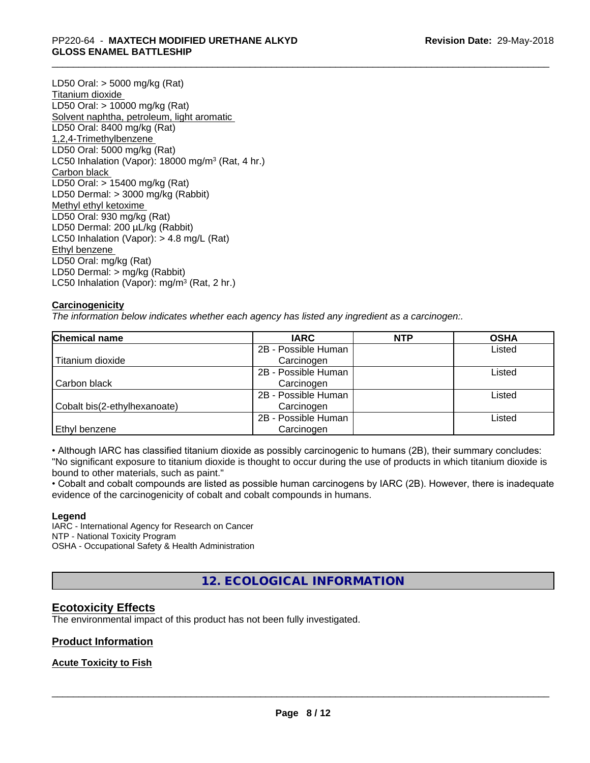LD50 Oral: > 5000 mg/kg (Rat)

Titanium dioxide

LD50 Oral: > 10000 mg/kg (Rat)

Solvent naphtha, petroleum, light aromatic

LD50 Oral: 8400 mg/kg (Rat)

1,2,4-Trimethylbenzene

LD50 Oral: 5000 mg/kg (Rat)

LC50 Inhalation (Vapor): 18000 mg/m$^3$ (Rat, 4 hr.)

Carbon black

LD50 Oral: > 15400 mg/kg (Rat)

LD50 Dermal: > 3000 mg/kg (Rabbit)

Methyl ethyl ketoxime

LD50 Oral: 930 mg/kg (Rat)

LD50 Dermal: 200 µL/kg (Rabbit)

LC50 Inhalation (Vapor): > 4.8 mg/L (Rat)

Ethyl benzene

LD50 Oral: mg/kg (Rat)

LD50 Dermal: > mg/kg (Rabbit)

LC50 Inhalation (Vapor): mg/m$^3$ (Rat, 2 hr.)

**Carcinogenicity**

*The information below indicates whether each agency has listed any ingredient as a carcinogen:.*

| Chemical name | IARC | NTP | OSHA |
| --- | --- | --- | --- |
| Titanium dioxide | 2B - Possible Human Carcinogen | | Listed |
| Carbon black | 2B - Possible Human Carcinogen | | Listed |
| Cobalt bis(2-ethylhexanoate) | 2B - Possible Human Carcinogen | | Listed |
| Ethyl benzene | 2B - Possible Human Carcinogen | | Listed |

• Although IARC has classified titanium dioxide as possibly carcinogenic to humans (2B), their summary concludes: "No significant exposure to titanium dioxide is thought to occur during the use of products in which titanium dioxide is bound to other materials, such as paint."

• Cobalt and cobalt compounds are listed as possible human carcinogens by IARC (2B). However, there is inadequate evidence of the carcinogenicity of cobalt and cobalt compounds in humans.

**Legend**

IARC - International Agency for Research on Cancer
NTP - National Toxicity Program
OSHA - Occupational Safety & Health Administration

## 12. ECOLOGICAL INFORMATION

### Ecotoxicity Effects

The environmental impact of this product has not been fully investigated.

### Product Information

**Acute Toxicity to Fish**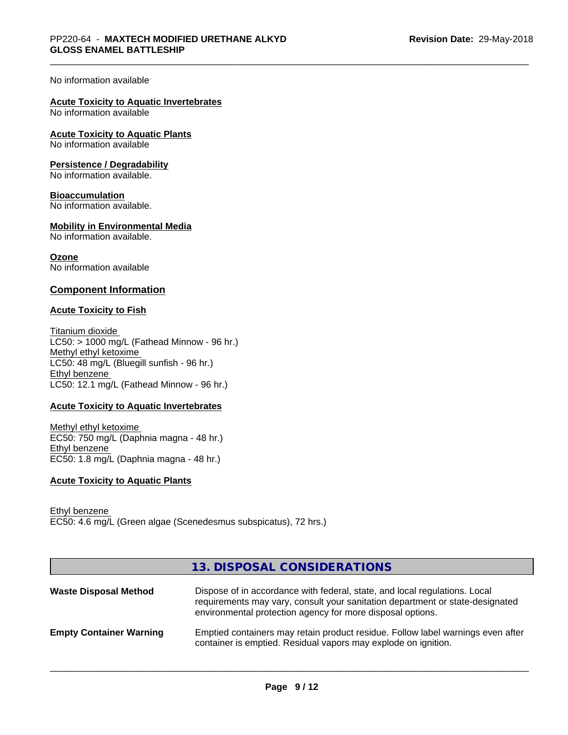No information available

**Acute Toxicity to Aquatic Invertebrates**
No information available

**Acute Toxicity to Aquatic Plants**
No information available

**Persistence / Degradability**
No information available.

**Bioaccumulation**
No information available.

**Mobility in Environmental Media**
No information available.

**Ozone**
No information available

## Component Information

**Acute Toxicity to Fish**

Titanium dioxide
LC50: > 1000 mg/L (Fathead Minnow - 96 hr.)
Methyl ethyl ketoxime
LC50: 48 mg/L (Bluegill sunfish - 96 hr.)
Ethyl benzene
LC50: 12.1 mg/L (Fathead Minnow - 96 hr.)

**Acute Toxicity to Aquatic Invertebrates**

Methyl ethyl ketoxime
EC50: 750 mg/L (Daphnia magna - 48 hr.)
Ethyl benzene
EC50: 1.8 mg/L (Daphnia magna - 48 hr.)

**Acute Toxicity to Aquatic Plants**

Ethyl benzene
EC50: 4.6 mg/L (Green algae (Scenedesmus subspicatus), 72 hrs.)

## 13. DISPOSAL CONSIDERATIONS

**Waste Disposal Method**: Dispose of in accordance with federal, state, and local regulations. Local requirements may vary, consult your sanitation department or state-designated environmental protection agency for more disposal options.

**Empty Container Warning**: Emptied containers may retain product residue. Follow label warnings even after container is emptied. Residual vapors may explode on ignition.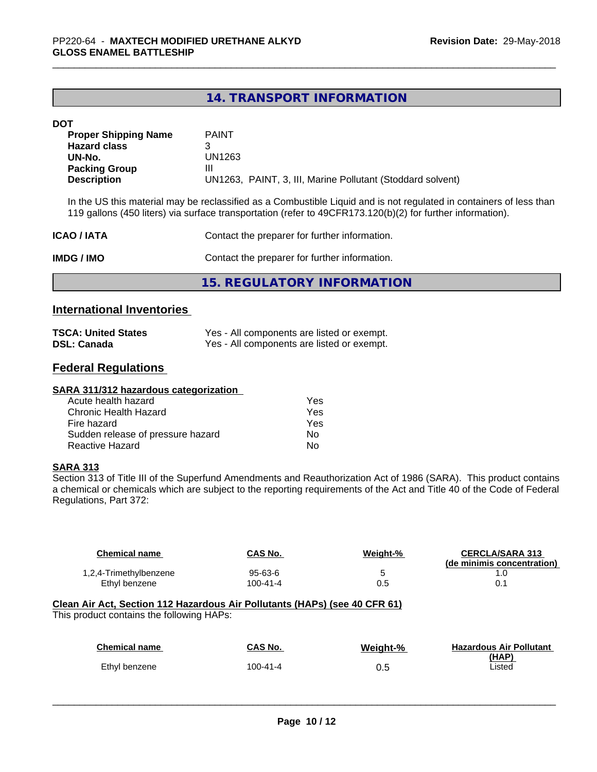## 14. TRANSPORT INFORMATION

**DOT**

| | |
|---|---|
| **Proper Shipping Name** | PAINT |
| **Hazard class** | 3 |
| **UN-No.** | UN1263 |
| **Packing Group** | III |
| **Description** | UN1263, PAINT, 3, III, Marine Pollutant (Stoddard solvent) |

In the US this material may be reclassified as a Combustible Liquid and is not regulated in containers of less than 119 gallons (450 liters) via surface transportation (refer to 49CFR173.120(b)(2) for further information).

**ICAO / IATA** Contact the preparer for further information.

**IMDG / IMO** Contact the preparer for further information.

## 15. REGULATORY INFORMATION

### International Inventories

| | |
|---|---|
| **TSCA: United States** | Yes - All components are listed or exempt. |
| **DSL: Canada** | Yes - All components are listed or exempt. |

### Federal Regulations

**SARA 311/312 hazardous categorization**

| | |
|---|---|
| Acute health hazard | Yes |
| Chronic Health Hazard | Yes |
| Fire hazard | Yes |
| Sudden release of pressure hazard | No |
| Reactive Hazard | No |

**SARA 313**

Section 313 of Title III of the Superfund Amendments and Reauthorization Act of 1986 (SARA). This product contains a chemical or chemicals which are subject to the reporting requirements of the Act and Title 40 of the Code of Federal Regulations, Part 372:

| Chemical name | CAS No. | Weight-% | CERCLA/SARA 313 (de minimis concentration) |
|---|---|---|---|
| 1,2,4-Trimethylbenzene | 95-63-6 | 5 | 1.0 |
| Ethyl benzene | 100-41-4 | 0.5 | 0.1 |

**Clean Air Act, Section 112 Hazardous Air Pollutants (HAPs) (see 40 CFR 61)**

This product contains the following HAPs:

| Chemical name | CAS No. | Weight-% | Hazardous Air Pollutant (HAP) |
|---|---|---|---|
| Ethyl benzene | 100-41-4 | 0.5 | Listed |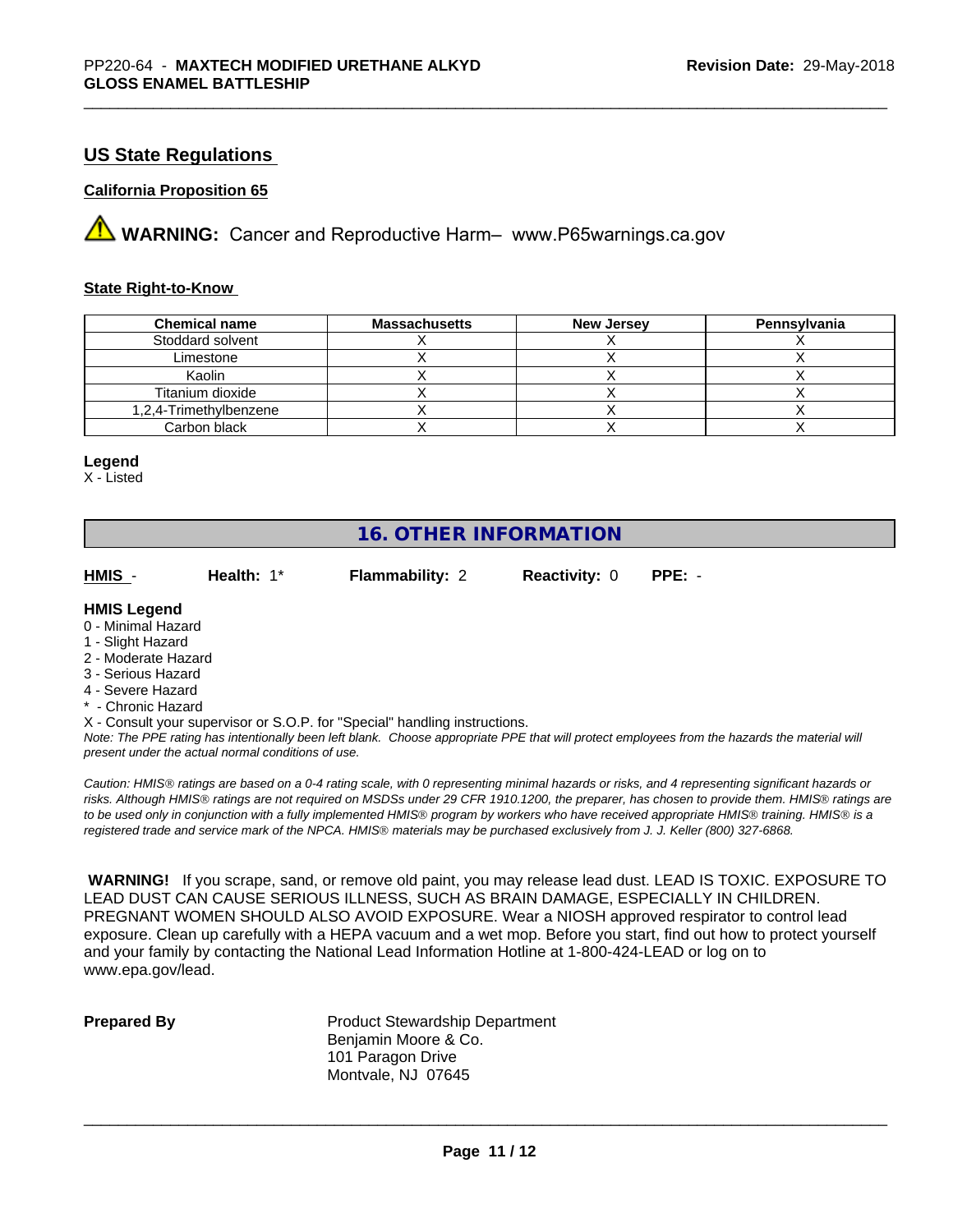## US State Regulations

### California Proposition 65

**WARNING:** Cancer and Reproductive Harm– www.P65warnings.ca.gov

### State Right-to-Know

| Chemical name | Massachusetts | New Jersey | Pennsylvania |
|---|---|---|---|
| Stoddard solvent | X | X | X |
| Limestone | X | X | X |
| Kaolin | X | X | X |
| Titanium dioxide | X | X | X |
| 1,2,4-Trimethylbenzene | X | X | X |
| Carbon black | X | X | X |

**Legend**
X - Listed

## 16. OTHER INFORMATION

**HMIS** - **Health:** 1* **Flammability:** 2 **Reactivity:** 0 **PPE:** -

**HMIS Legend**
0 - Minimal Hazard
1 - Slight Hazard
2 - Moderate Hazard
3 - Serious Hazard
4 - Severe Hazard
* - Chronic Hazard
X - Consult your supervisor or S.O.P. for "Special" handling instructions.
*Note: The PPE rating has intentionally been left blank. Choose appropriate PPE that will protect employees from the hazards the material will present under the actual normal conditions of use.*

*Caution: HMIS® ratings are based on a 0-4 rating scale, with 0 representing minimal hazards or risks, and 4 representing significant hazards or risks. Although HMIS® ratings are not required on MSDSs under 29 CFR 1910.1200, the preparer, has chosen to provide them. HMIS® ratings are to be used only in conjunction with a fully implemented HMIS® program by workers who have received appropriate HMIS® training. HMIS® is a registered trade and service mark of the NPCA. HMIS® materials may be purchased exclusively from J. J. Keller (800) 327-6868.*

**WARNING!** If you scrape, sand, or remove old paint, you may release lead dust. LEAD IS TOXIC. EXPOSURE TO LEAD DUST CAN CAUSE SERIOUS ILLNESS, SUCH AS BRAIN DAMAGE, ESPECIALLY IN CHILDREN. PREGNANT WOMEN SHOULD ALSO AVOID EXPOSURE. Wear a NIOSH approved respirator to control lead exposure. Clean up carefully with a HEPA vacuum and a wet mop. Before you start, find out how to protect yourself and your family by contacting the National Lead Information Hotline at 1-800-424-LEAD or log on to www.epa.gov/lead.

**Prepared By**

Product Stewardship Department
Benjamin Moore & Co.
101 Paragon Drive
Montvale, NJ 07645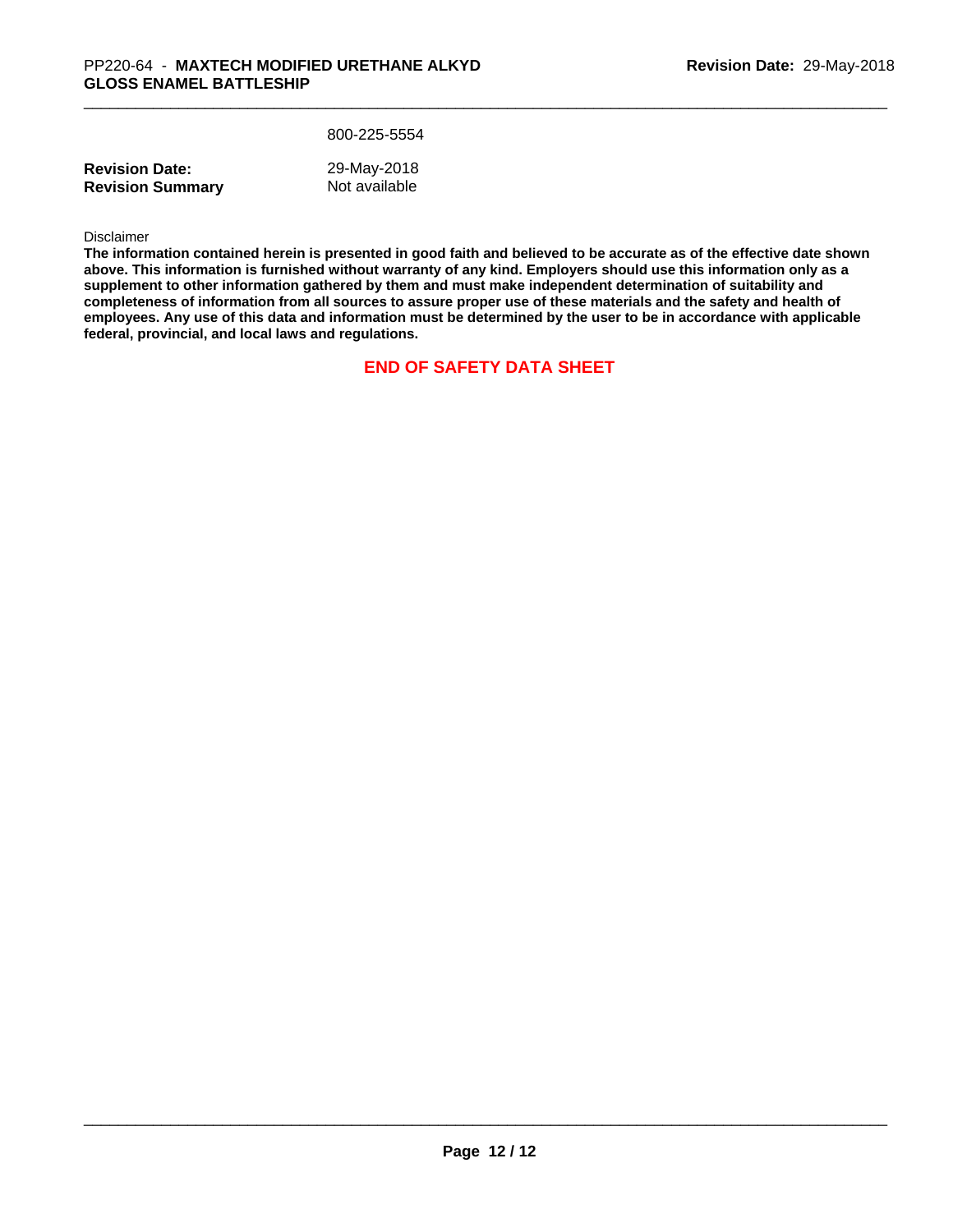800-225-5554

| | |
|---|---|
| **Revision Date:** | 29-May-2018 |
| **Revision Summary** | Not available |

Disclaimer

**The information contained herein is presented in good faith and believed to be accurate as of the effective date shown above. This information is furnished without warranty of any kind. Employers should use this information only as a supplement to other information gathered by them and must make independent determination of suitability and completeness of information from all sources to assure proper use of these materials and the safety and health of employees. Any use of this data and information must be determined by the user to be in accordance with applicable federal, provincial, and local laws and regulations.**

**END OF SAFETY DATA SHEET**